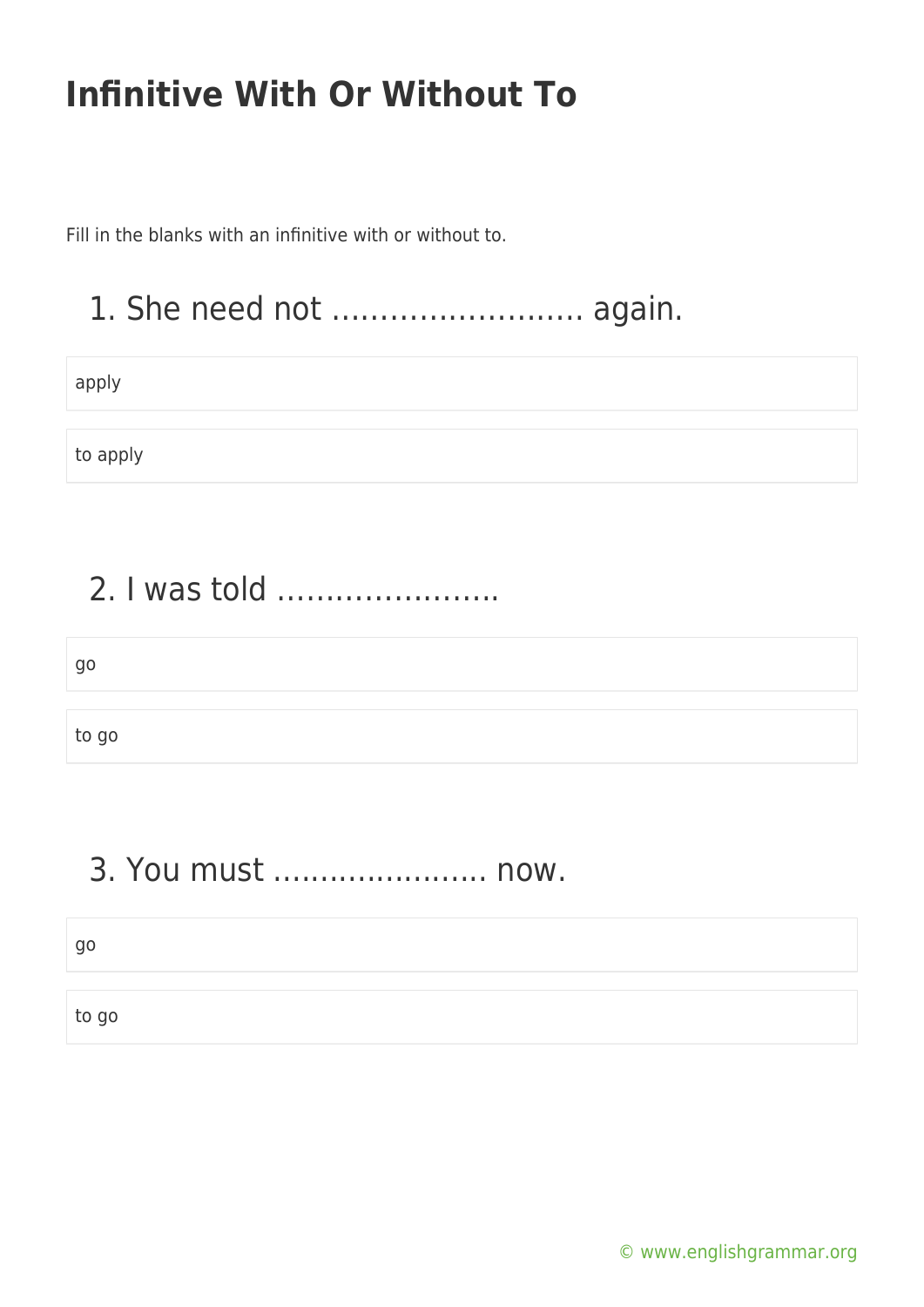# Infinitive With Or Without To

Fill in the blanks with an infinitive with or without to.

## 1. She need not ……………………. again.

apply

to apply

## 2. I was told …………………..

go

to go

## 3. You must ………………….. now.

go

to go

© www.englishgrammar.org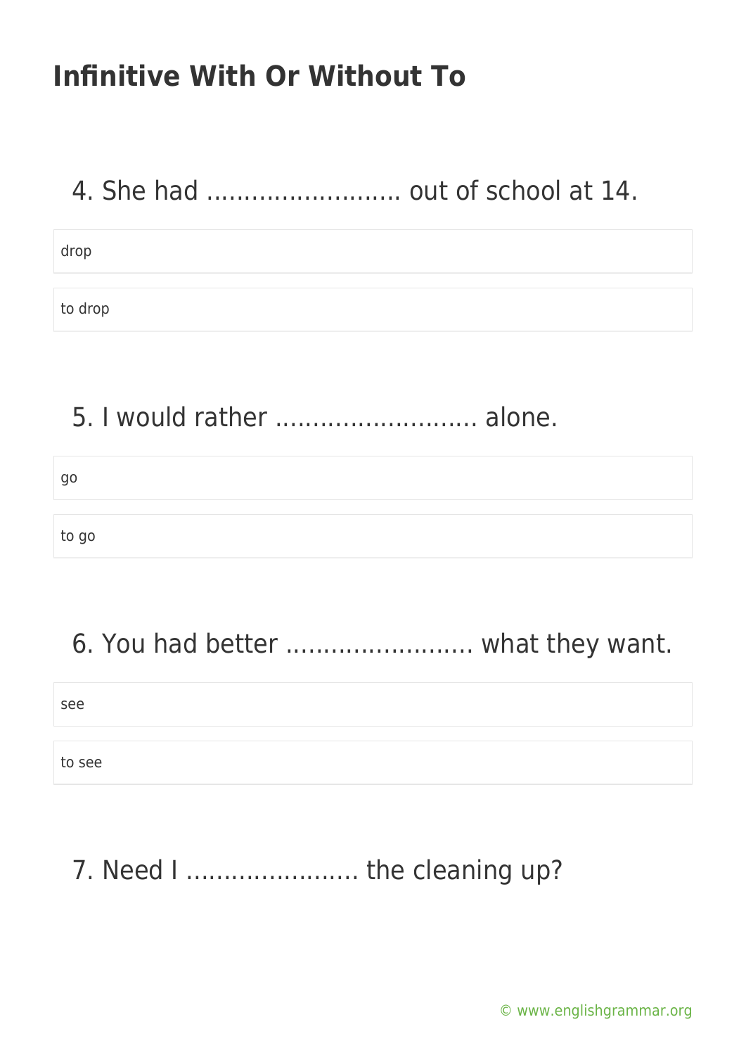## Infinitive With Or Without To

4. She had ........................ out of school at 14.

- drop
- to drop

5. I would rather ......................... alone.

- go
- to go

6. You had better ....................... what they want.

- see
- to see

7. Need I ..................... the cleaning up?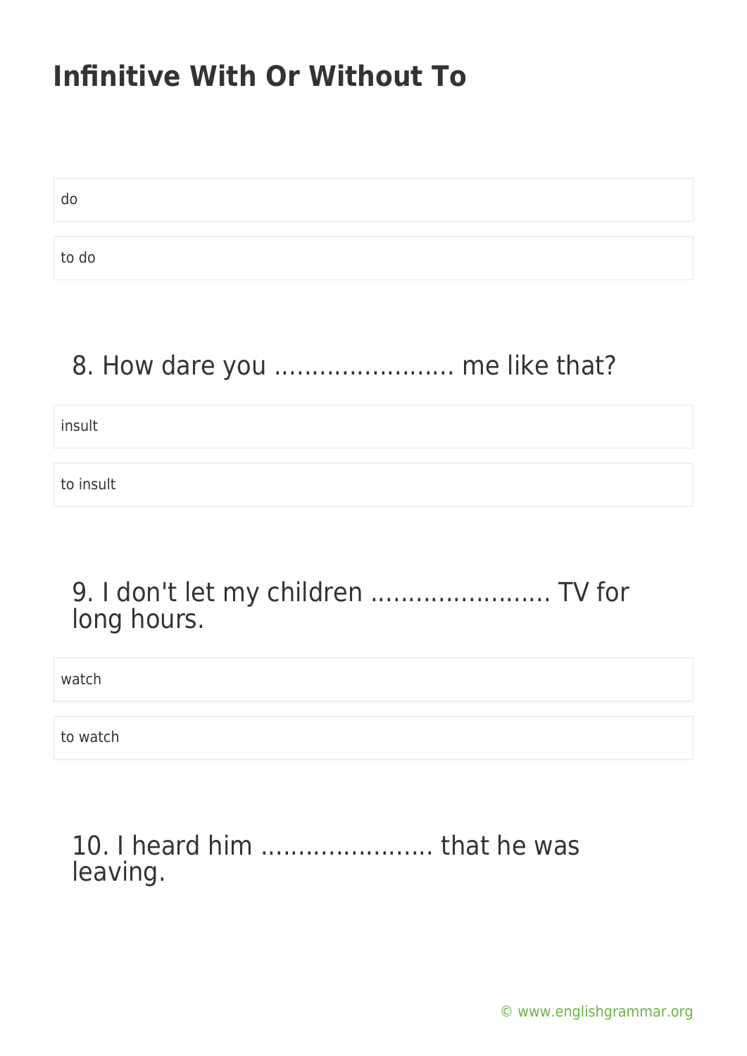# Infinitive With Or Without To

do

to do

## 8. How dare you …………………… me like that?

insult

to insult

## 9. I don't let my children …………………… TV for long hours.

watch

to watch

## 10. I heard him ………………….. that he was leaving.

© www.englishgrammar.org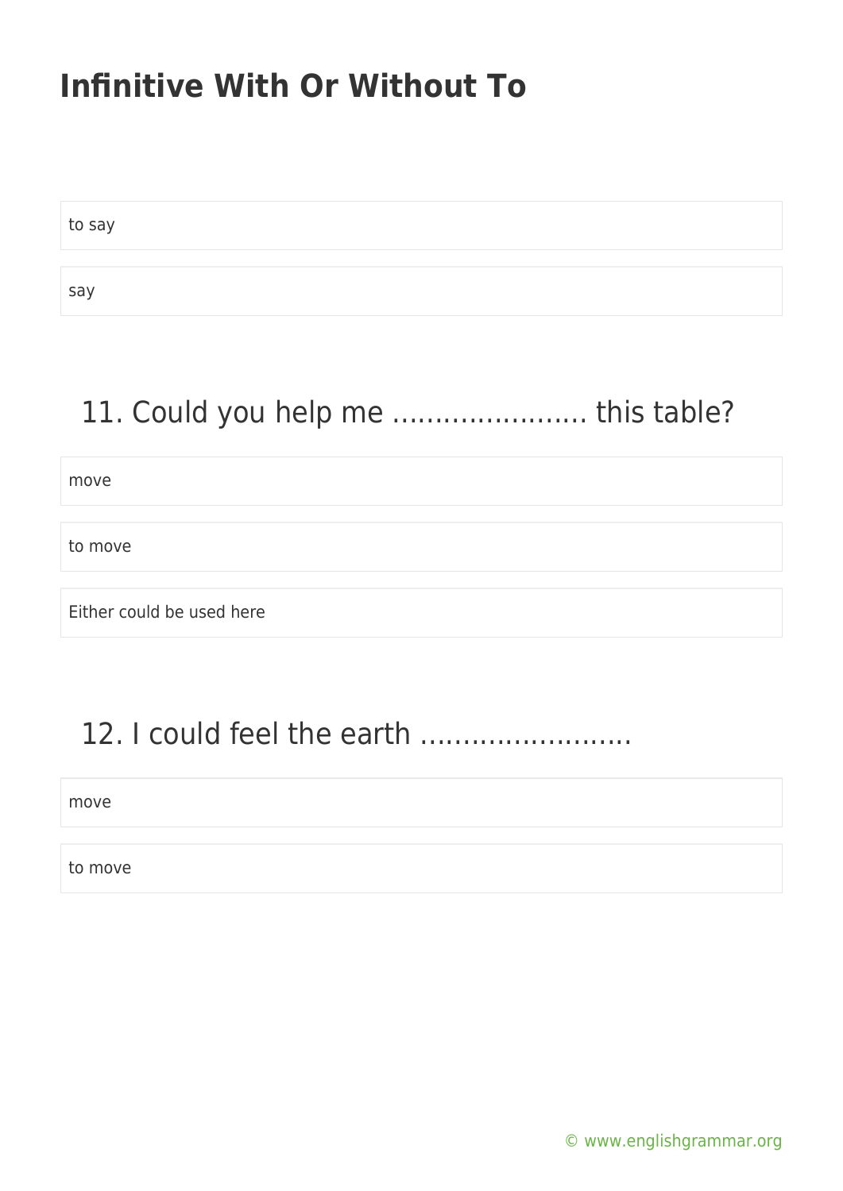# Infinitive With Or Without To

to say

say

## 11. Could you help me ………………….. this table?

move

to move

Either could be used here

## 12. I could feel the earth …………………….

move

to move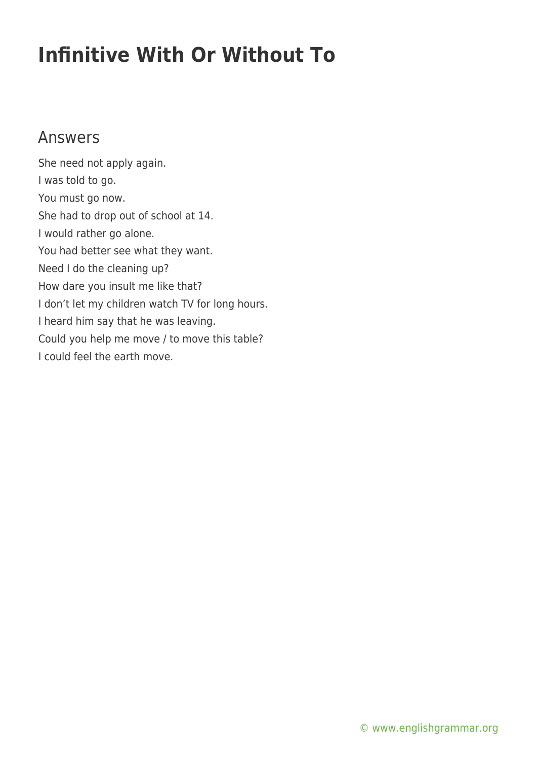# Infinitive With Or Without To

## Answers

She need not apply again.
I was told to go.
You must go now.
She had to drop out of school at 14.
I would rather go alone.
You had better see what they want.
Need I do the cleaning up?
How dare you insult me like that?
I don't let my children watch TV for long hours.
I heard him say that he was leaving.
Could you help me move / to move this table?
I could feel the earth move.